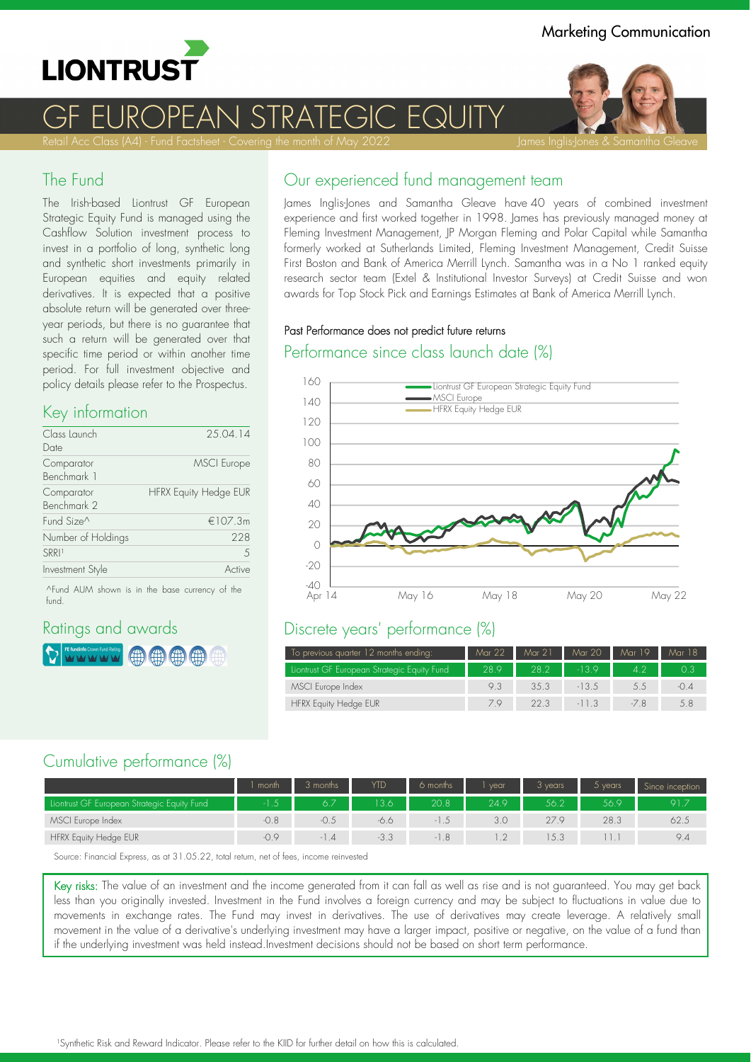Marketing Communication

# LIONTRUST

# GF EUROPEAN STRATEGIC EQUITY

Retail Acc Class (A4) - Fund Factsheet - Covering the month of May 2022

James Inglis-Jones & Samantha Gleave

## The Fund

The Irish-based Liontrust GF European Strategic Equity Fund is managed using the Cashflow Solution investment process to invest in a portfolio of long, synthetic long and synthetic short investments primarily in European equities and equity related derivatives. It is expected that a positive absolute return will be generated over three-year periods, but there is no guarantee that such a return will be generated over that specific time period or within another time period. For full investment objective and policy details please refer to the Prospectus.

## Key information

| | |
|---|---|
| Class Launch Date | 25.04.14 |
| Comparator Benchmark 1 | MSCI Europe |
| Comparator Benchmark 2 | HFRX Equity Hedge EUR |
| Fund Size^ | €107.3m |
| Number of Holdings | 228 |
| SRRI[1] | 5 |
| Investment Style | Active |

^Fund AUM shown is in the base currency of the fund.

## Ratings and awards

FE fundinfo Crown Fund Rating

## Our experienced fund management team

James Inglis-Jones and Samantha Gleave have 40 years of combined investment experience and first worked together in 1998. James has previously managed money at Fleming Investment Management, JP Morgan Fleming and Polar Capital while Samantha formerly worked at Sutherlands Limited, Fleming Investment Management, Credit Suisse First Boston and Bank of America Merrill Lynch. Samantha was in a No 1 ranked equity research sector team (Extel & Institutional Investor Surveys) at Credit Suisse and won awards for Top Stock Pick and Earnings Estimates at Bank of America Merrill Lynch.

Past Performance does not predict future returns

## Performance since class launch date (%)

Liontrust GF European Strategic Equity Fund / MSCI Europe / HFRX Equity Hedge EUR

## Discrete years' performance (%)

| To previous quarter 12 months ending: | Mar 22 | Mar 21 | Mar 20 | Mar 19 | Mar 18 |
|---|---|---|---|---|---|
| Liontrust GF European Strategic Equity Fund | 28.9 | 28.2 | -13.9 | 4.2 | 0.3 |
| MSCI Europe Index | 9.3 | 35.3 | -13.5 | 5.5 | -0.4 |
| HFRX Equity Hedge EUR | 7.9 | 22.3 | -11.3 | -7.8 | 5.8 |

## Cumulative performance (%)

| | 1 month | 3 months | YTD | 6 months | 1 year | 3 years | 5 years | Since inception |
|---|---|---|---|---|---|---|---|---|
| Liontrust GF European Strategic Equity Fund | -1.5 | 6.7 | 13.6 | 20.8 | 24.9 | 56.2 | 56.9 | 91.7 |
| MSCI Europe Index | -0.8 | -0.5 | -6.6 | -1.5 | 3.0 | 27.9 | 28.3 | 62.5 |
| HFRX Equity Hedge EUR | -0.9 | -1.4 | -3.3 | -1.8 | 1.2 | 15.3 | 11.1 | 9.4 |

Source: Financial Express, as at 31.05.22, total return, net of fees, income reinvested

**Key risks:** The value of an investment and the income generated from it can fall as well as rise and is not guaranteed. You may get back less than you originally invested. Investment in the Fund involves a foreign currency and may be subject to fluctuations in value due to movements in exchange rates. The Fund may invest in derivatives. The use of derivatives may create leverage. A relatively small movement in the value of a derivative's underlying investment may have a larger impact, positive or negative, on the value of a fund than if the underlying investment was held instead.Investment decisions should not be based on short term performance.

[1]Synthetic Risk and Reward Indicator. Please refer to the KIID for further detail on how this is calculated.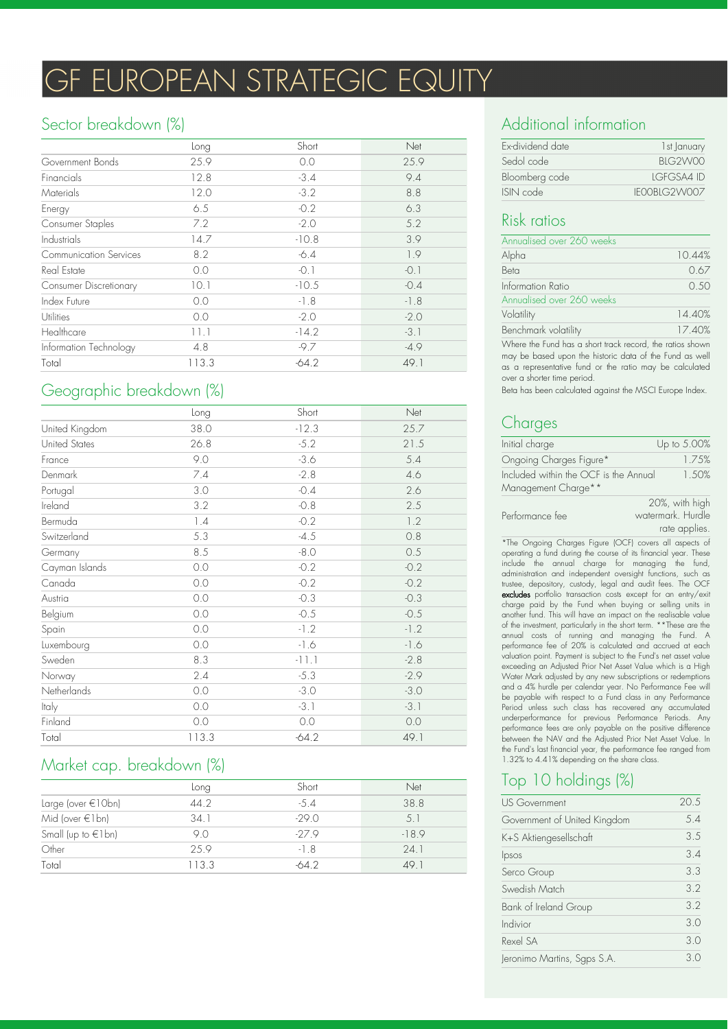# GF EUROPEAN STRATEGIC EQUITY

## Sector breakdown (%)

| | Long | Short | Net |
|---|---|---|---|
| Government Bonds | 25.9 | 0.0 | 25.9 |
| Financials | 12.8 | -3.4 | 9.4 |
| Materials | 12.0 | -3.2 | 8.8 |
| Energy | 6.5 | -0.2 | 6.3 |
| Consumer Staples | 7.2 | -2.0 | 5.2 |
| Industrials | 14.7 | -10.8 | 3.9 |
| Communication Services | 8.2 | -6.4 | 1.9 |
| Real Estate | 0.0 | -0.1 | -0.1 |
| Consumer Discretionary | 10.1 | -10.5 | -0.4 |
| Index Future | 0.0 | -1.8 | -1.8 |
| Utilities | 0.0 | -2.0 | -2.0 |
| Healthcare | 11.1 | -14.2 | -3.1 |
| Information Technology | 4.8 | -9.7 | -4.9 |
| Total | 113.3 | -64.2 | 49.1 |

## Geographic breakdown (%)

| | Long | Short | Net |
|---|---|---|---|
| United Kingdom | 38.0 | -12.3 | 25.7 |
| United States | 26.8 | -5.2 | 21.5 |
| France | 9.0 | -3.6 | 5.4 |
| Denmark | 7.4 | -2.8 | 4.6 |
| Portugal | 3.0 | -0.4 | 2.6 |
| Ireland | 3.2 | -0.8 | 2.5 |
| Bermuda | 1.4 | -0.2 | 1.2 |
| Switzerland | 5.3 | -4.5 | 0.8 |
| Germany | 8.5 | -8.0 | 0.5 |
| Cayman Islands | 0.0 | -0.2 | -0.2 |
| Canada | 0.0 | -0.2 | -0.2 |
| Austria | 0.0 | -0.3 | -0.3 |
| Belgium | 0.0 | -0.5 | -0.5 |
| Spain | 0.0 | -1.2 | -1.2 |
| Luxembourg | 0.0 | -1.6 | -1.6 |
| Sweden | 8.3 | -11.1 | -2.8 |
| Norway | 2.4 | -5.3 | -2.9 |
| Netherlands | 0.0 | -3.0 | -3.0 |
| Italy | 0.0 | -3.1 | -3.1 |
| Finland | 0.0 | 0.0 | 0.0 |
| Total | 113.3 | -64.2 | 49.1 |

## Market cap. breakdown (%)

| | Long | Short | Net |
|---|---|---|---|
| Large (over €10bn) | 44.2 | -5.4 | 38.8 |
| Mid (over €1bn) | 34.1 | -29.0 | 5.1 |
| Small (up to €1bn) | 9.0 | -27.9 | -18.9 |
| Other | 25.9 | -1.8 | 24.1 |
| Total | 113.3 | -64.2 | 49.1 |

## Additional information

| | |
|---|---|
| Ex-dividend date | 1st January |
| Sedol code | BLG2W00 |
| Bloomberg code | LGFGSA4 ID |
| ISIN code | IE00BLG2W007 |

## Risk ratios

| Annualised over 260 weeks | |
|---|---|
| Alpha | 10.44% |
| Beta | 0.67 |
| Information Ratio | 0.50 |
| **Annualised over 260 weeks** | |
| Volatility | 14.40% |
| Benchmark volatility | 17.40% |

Where the Fund has a short track record, the ratios shown may be based upon the historic data of the Fund as well as a representative fund or the ratio may be calculated over a shorter time period.

Beta has been calculated against the MSCI Europe Index.

## Charges

| | |
|---|---|
| Initial charge | Up to 5.00% |
| Ongoing Charges Figure* | 1.75% |
| Included within the OCF is the Annual Management Charge** | 1.50% |
| Performance fee | 20%, with high watermark. Hurdle rate applies. |

*The Ongoing Charges Figure (OCF) covers all aspects of operating a fund during the course of its financial year. These include the annual charge for managing the fund, administration and independent oversight functions, such as trustee, depository, custody, legal and audit fees. The OCF **excludes** portfolio transaction costs except for an entry/exit charge paid by the Fund when buying or selling units in another fund. This will have an impact on the realisable value of the investment, particularly in the short term. **These are the annual costs of running and managing the Fund. A performance fee of 20% is calculated and accrued at each valuation point. Payment is subject to the Fund's net asset value exceeding an Adjusted Prior Net Asset Value which is a High Water Mark adjusted by any new subscriptions or redemptions and a 4% hurdle per calendar year. No Performance Fee will be payable with respect to a Fund class in any Performance Period unless such class has recovered any accumulated underperformance for previous Performance Periods. Any performance fees are only payable on the positive difference between the NAV and the Adjusted Prior Net Asset Value. In the Fund's last financial year, the performance fee ranged from 1.32% to 4.41% depending on the share class.

## Top 10 holdings (%)

| | |
|---|---|
| US Government | 20.5 |
| Government of United Kingdom | 5.4 |
| K+S Aktiengesellschaft | 3.5 |
| Ipsos | 3.4 |
| Serco Group | 3.3 |
| Swedish Match | 3.2 |
| Bank of Ireland Group | 3.2 |
| Indivior | 3.0 |
| Rexel SA | 3.0 |
| Jeronimo Martins, Sgps S.A. | 3.0 |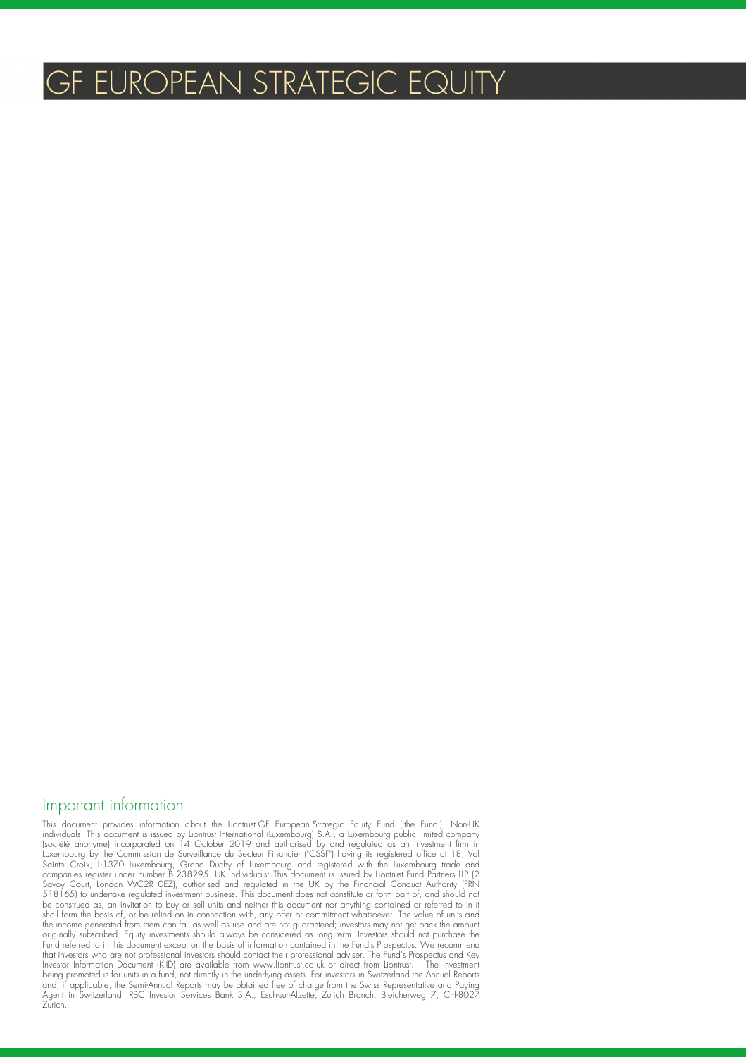# GF EUROPEAN STRATEGIC EQUITY

## Important information

This document provides information about the Liontrust GF European Strategic Equity Fund ('the Fund'). Non-UK individuals: This document is issued by Liontrust International (Luxembourg) S.A., a Luxembourg public limited company (société anonyme) incorporated on 14 October 2019 and authorised by and regulated as an investment firm in Luxembourg by the Commission de Surveillance du Secteur Financier ("CSSF") having its registered office at 18, Val Sainte Croix, L-1370 Luxembourg, Grand Duchy of Luxembourg and registered with the Luxembourg trade and companies register under number B.238295. UK individuals: This document is issued by Liontrust Fund Partners LLP (2 Savoy Court, London WC2R 0EZ), authorised and regulated in the UK by the Financial Conduct Authority (FRN 518165) to undertake regulated investment business. This document does not constitute or form part of, and should not be construed as, an invitation to buy or sell units and neither this document nor anything contained or referred to in it shall form the basis of, or be relied on in connection with, any offer or commitment whatsoever. The value of units and the income generated from them can fall as well as rise and are not guaranteed; investors may not get back the amount originally subscribed. Equity investments should always be considered as long term. Investors should not purchase the Fund referred to in this document except on the basis of information contained in the Fund's Prospectus. We recommend that investors who are not professional investors should contact their professional adviser. The Fund's Prospectus and Key Investor Information Document (KIID) are available from www.liontrust.co.uk or direct from Liontrust. The investment being promoted is for units in a fund, not directly in the underlying assets. For investors in Switzerland the Annual Reports and, if applicable, the Semi-Annual Reports may be obtained free of charge from the Swiss Representative and Paying Agent in Switzerland: RBC Investor Services Bank S.A., Esch-sur-Alzette, Zurich Branch, Bleicherweg 7, CH-8027 Zurich.